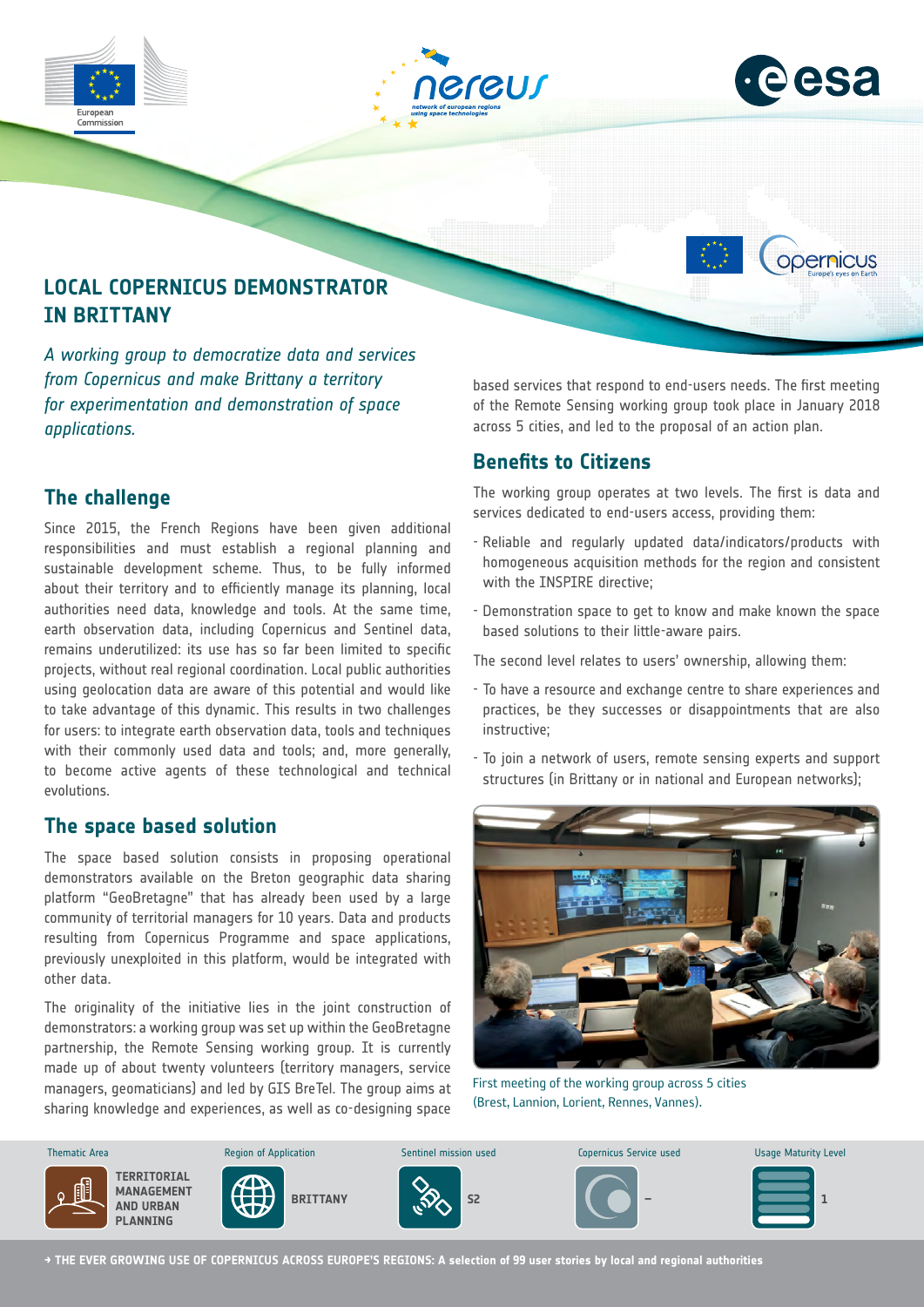# LOCAL COPERNICUS DEMONSTRATOR IN BRITTANY

*A working group to democratize data and services from Copernicus and make Brittany a territory for experimentation and demonstration of space applications.*

## The challenge

Since 2015, the French Regions have been given additional responsibilities and must establish a regional planning and sustainable development scheme. Thus, to be fully informed about their territory and to efficiently manage its planning, local authorities need data, knowledge and tools. At the same time, earth observation data, including Copernicus and Sentinel data, remains underutilized: its use has so far been limited to specific projects, without real regional coordination. Local public authorities using geolocation data are aware of this potential and would like to take advantage of this dynamic. This results in two challenges for users: to integrate earth observation data, tools and techniques with their commonly used data and tools; and, more generally, to become active agents of these technological and technical evolutions.

## The space based solution

The space based solution consists in proposing operational demonstrators available on the Breton geographic data sharing platform "GeoBretagne" that has already been used by a large community of territorial managers for 10 years. Data and products resulting from Copernicus Programme and space applications, previously unexploited in this platform, would be integrated with other data.

The originality of the initiative lies in the joint construction of demonstrators: a working group was set up within the GeoBretagne partnership, the Remote Sensing working group. It is currently made up of about twenty volunteers (territory managers, service managers, geomaticians) and led by GIS BreTel. The group aims at sharing knowledge and experiences, as well as co-designing space based services that respond to end-users needs. The first meeting of the Remote Sensing working group took place in January 2018 across 5 cities, and led to the proposal of an action plan.

## Benefits to Citizens

The working group operates at two levels. The first is data and services dedicated to end-users access, providing them:

- Reliable and regularly updated data/indicators/products with homogeneous acquisition methods for the region and consistent with the INSPIRE directive;
- Demonstration space to get to know and make known the space based solutions to their little-aware pairs.

The second level relates to users' ownership, allowing them:

- To have a resource and exchange centre to share experiences and practices, be they successes or disappointments that are also instructive;
- To join a network of users, remote sensing experts and support structures (in Brittany or in national and European networks);

First meeting of the working group across 5 cities (Brest, Lannion, Lorient, Rennes, Vannes).

| Thematic Area | Region of Application | Sentinel mission used | Copernicus Service used | Usage Maturity Level |
|---|---|---|---|---|
| TERRITORIAL MANAGEMENT AND URBAN PLANNING | BRITTANY | S2 | – | 1 |

→ THE EVER GROWING USE OF COPERNICUS ACROSS EUROPE'S REGIONS: A selection of 99 user stories by local and regional authorities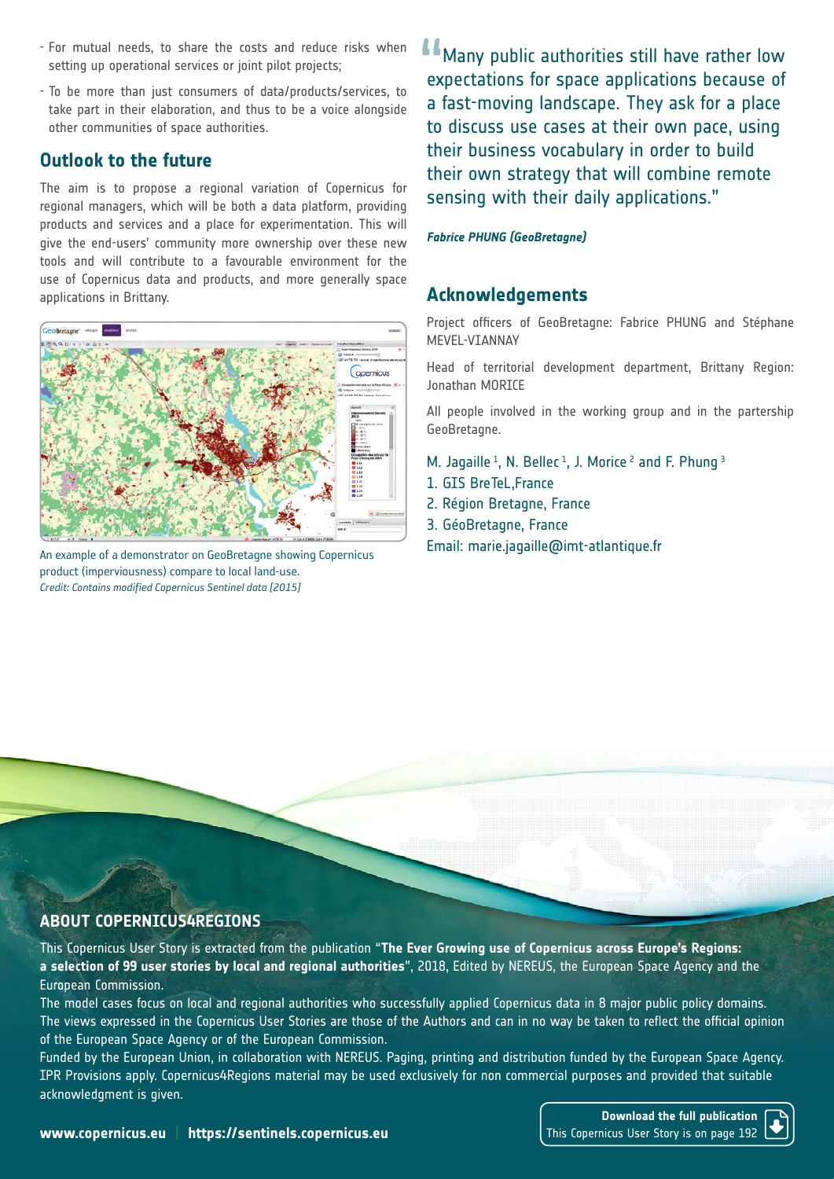- For mutual needs, to share the costs and reduce risks when setting up operational services or joint pilot projects;
- To be more than just consumers of data/products/services, to take part in their elaboration, and thus to be a voice alongside other communities of space authorities.

## Outlook to the future

The aim is to propose a regional variation of Copernicus for regional managers, which will be both a data platform, providing products and services and a place for experimentation. This will give the end-users' community more ownership over these new tools and will contribute to a favourable environment for the use of Copernicus data and products, and more generally space applications in Brittany.

An example of a demonstrator on GeoBretagne showing Copernicus product (imperviousness) compare to local land-use.
*Credit: Contains modified Copernicus Sentinel data [2015]*

"Many public authorities still have rather low expectations for space applications because of a fast-moving landscape. They ask for a place to discuss use cases at their own pace, using their business vocabulary in order to build their own strategy that will combine remote sensing with their daily applications."

***Fabrice PHUNG (GeoBretagne)***

## Acknowledgements

Project officers of GeoBretagne: Fabrice PHUNG and Stéphane MEVEL-VIANNAY

Head of territorial development department, Brittany Region: Jonathan MORICE

All people involved in the working group and in the partership GeoBretagne.

M. Jagaille [1], N. Bellec [1], J. Morice [2] and F. Phung [3]
1. GIS BreTeL,France
2. Région Bretagne, France
3. GéoBretagne, France
Email: marie.jagaille@imt-atlantique.fr

## ABOUT COPERNICUS4REGIONS

This Copernicus User Story is extracted from the publication "**The Ever Growing use of Copernicus across Europe's Regions: a selection of 99 user stories by local and regional authorities**", 2018, Edited by NEREUS, the European Space Agency and the European Commission.
The model cases focus on local and regional authorities who successfully applied Copernicus data in 8 major public policy domains. The views expressed in the Copernicus User Stories are those of the Authors and can in no way be taken to reflect the official opinion of the European Space Agency or of the European Commission.
Funded by the European Union, in collaboration with NEREUS. Paging, printing and distribution funded by the European Space Agency. IPR Provisions apply. Copernicus4Regions material may be used exclusively for non commercial purposes and provided that suitable acknowledgment is given.

**www.copernicus.eu** | **https://sentinels.copernicus.eu**

**Download the full publication**
This Copernicus User Story is on page 192